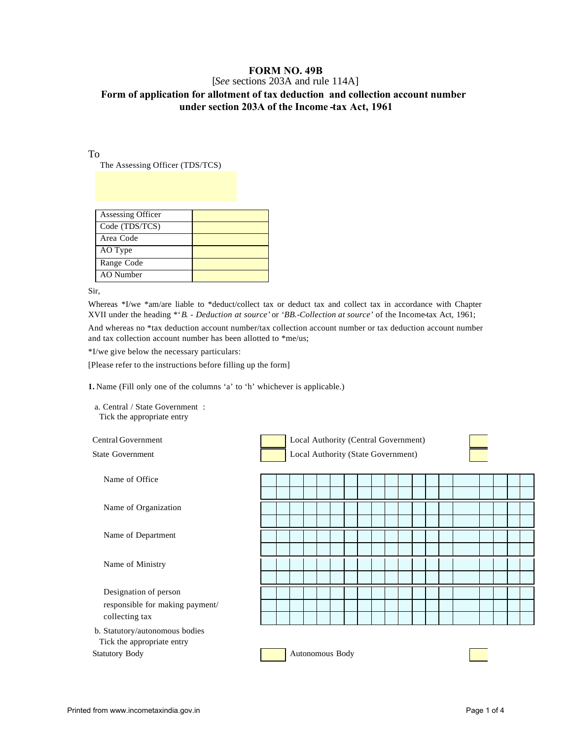# FORM NO. 49B

[*See* sections 203A and rule 114A]

**Form of application for allotment of tax deduction and collection account number under section 203A of the Income-tax Act, 1961**

To

The Assessing Officer (TDS/TCS)

| | |
|---|---|
| Assessing Officer | |
| Code (TDS/TCS) | |
| Area Code | |
| AO Type | |
| Range Code | |
| AO Number | |

Sir,

Whereas *I/we *am/are liable to *deduct/collect tax or deduct tax and collect tax in accordance with Chapter XVII under the heading *'*B. - Deduction at source*' or '*BB.-Collection at source*' of the Income-tax Act, 1961;

And whereas no *tax deduction account number/tax collection account number or tax deduction account number and tax collection account number has been allotted to *me/us;

*I/we give below the necessary particulars:

[Please refer to the instructions before filling up the form]

**1.** Name (Fill only one of the columns 'a' to 'h' whichever is applicable.)

a. Central / State Government :
Tick the appropriate entry

| | | | |
|---|---|---|---|
| Central Government | | Local Authority (Central Government) | |
| State Government | | Local Authority (State Government) | |

Name of Office

Name of Organization

Name of Department

Name of Ministry

Designation of person responsible for making payment/ collecting tax

b. Statutory/autonomous bodies
Tick the appropriate entry

| | | | |
|---|---|---|---|
| Statutory Body | | Autonomous Body | |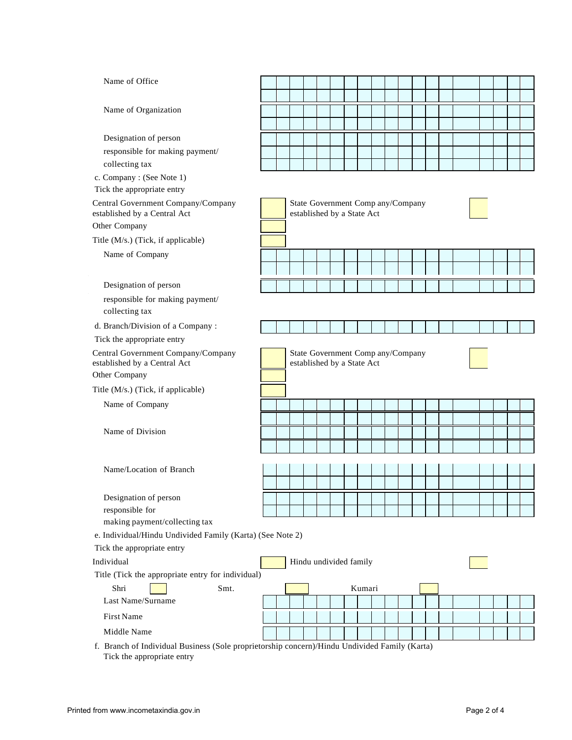Name of Office

Name of Organization

Designation of person responsible for making payment/ collecting tax

c. Company : (See Note 1)

Tick the appropriate entry

Central Government Company/Company established by a Central Act

State Government Comp any/Company established by a State Act

Other Company

Title (M/s.) (Tick, if applicable)

Name of Company

Designation of person responsible for making payment/ collecting tax

d. Branch/Division of a Company :

Tick the appropriate entry

Central Government Company/Company established by a Central Act

State Government Comp any/Company established by a State Act

Other Company

Title (M/s.) (Tick, if applicable)

Name of Company

Name of Division

Name/Location of Branch

Designation of person responsible for making payment/collecting tax

e. Individual/Hindu Undivided Family (Karta) (See Note 2)

Tick the appropriate entry

Individual

Hindu undivided family

Title (Tick the appropriate entry for individual)

Shri Smt. Kumari

Last Name/Surname

First Name

Middle Name

f. Branch of Individual Business (Sole proprietorship concern)/Hindu Undivided Family (Karta)

Tick the appropriate entry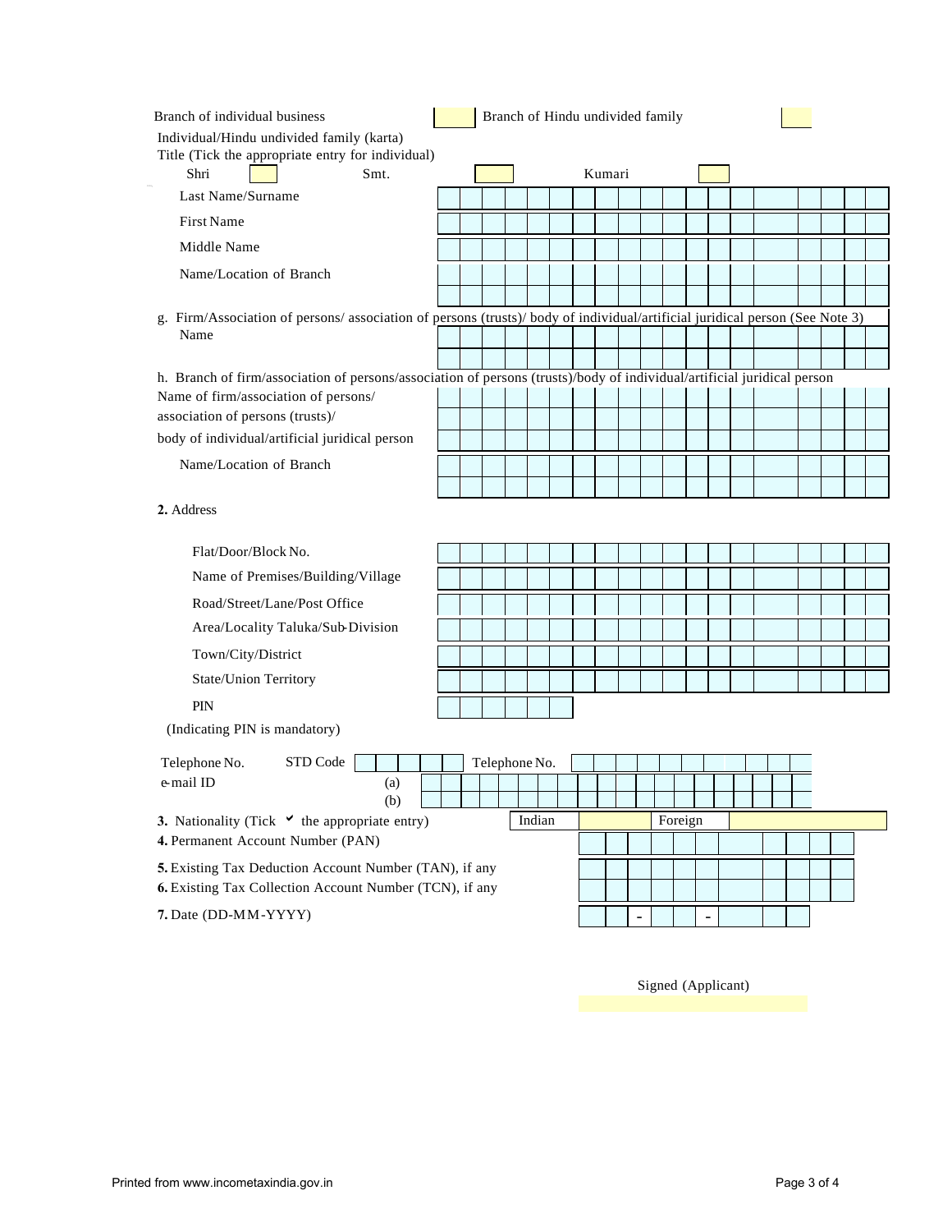Branch of individual business ☐ Branch of Hindu undivided family ☐

Individual/Hindu undivided family (karta)

Title (Tick the appropriate entry for individual)

Shri ☐ Smt. ☐ Kumari ☐

Last Name/Surname

First Name

Middle Name

Name/Location of Branch

g. Firm/Association of persons/ association of persons (trusts)/ body of individual/artificial juridical person (See Note 3)

Name

h. Branch of firm/association of persons/association of persons (trusts)/body of individual/artificial juridical person

Name of firm/association of persons/ association of persons (trusts)/ body of individual/artificial juridical person

Name/Location of Branch

**2.** Address

Flat/Door/Block No.

Name of Premises/Building/Village

Road/Street/Lane/Post Office

Area/Locality Taluka/Sub-Division

Town/City/District

State/Union Territory

PIN

(Indicating PIN is mandatory)

Telephone No. STD Code Telephone No.

e-mail ID (a)

(b)

**3.** Nationality (Tick ✓ the appropriate entry) Indian ☐ Foreign ☐

**4.** Permanent Account Number (PAN)

**5.** Existing Tax Deduction Account Number (TAN), if any

**6.** Existing Tax Collection Account Number (TCN), if any

**7.** Date (DD-MM-YYYY) __ __ - __ __ - __ __ __ __

Signed (Applicant)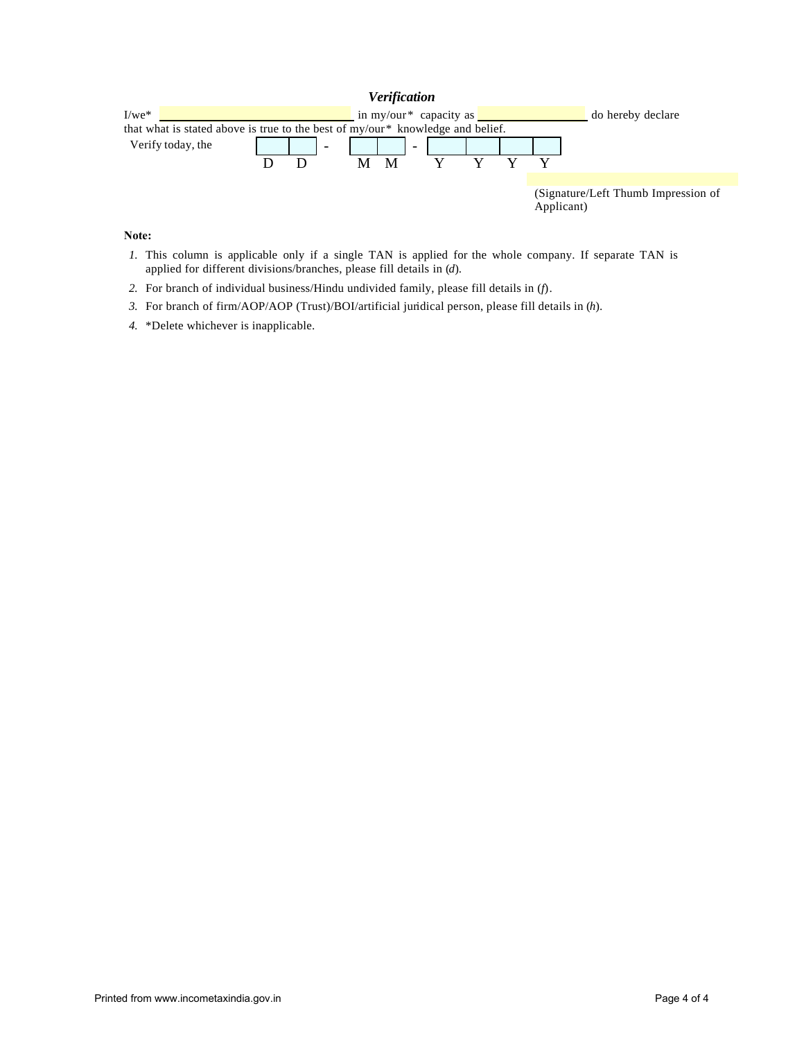## *Verification*

I/we* \_\_\_\_\_\_\_\_\_\_\_\_\_\_\_\_\_\_\_\_\_\_\_\_\_\_ in my/our* capacity as \_\_\_\_\_\_\_\_\_\_\_\_\_\_\_\_ do hereby declare that what is stated above is true to the best of my/our* knowledge and belief.

Verify today, the

| | | | | | | | | | | |
|---|---|---|---|---|---|---|---|---|---|---|
| | | - | | | - | | | | | |
| D | D | | M | M | | Y | Y | Y | Y | |

(Signature/Left Thumb Impression of Applicant)

**Note:**

1. This column is applicable only if a single TAN is applied for the whole company. If separate TAN is applied for different divisions/branches, please fill details in (*d*).
2. For branch of individual business/Hindu undivided family, please fill details in (*f*).
3. For branch of firm/AOP/AOP (Trust)/BOI/artificial juridical person, please fill details in (*h*).
4. *Delete whichever is inapplicable.